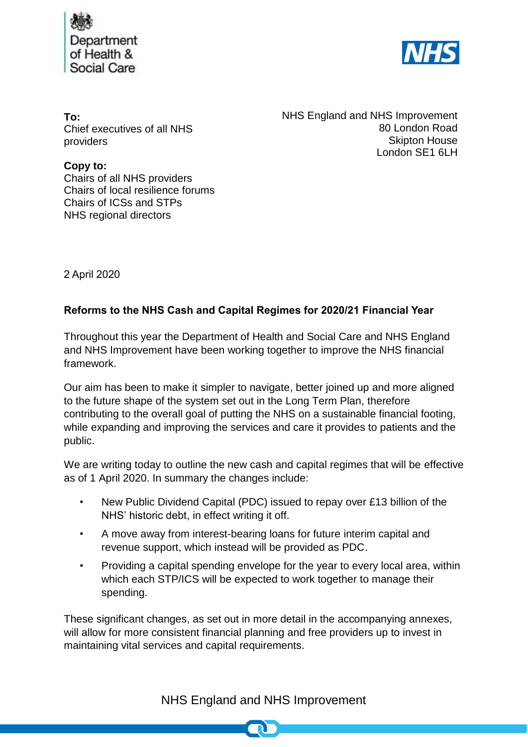Department of Health & Social Care

NHS

**To:**
Chief executives of all NHS providers

NHS England and NHS Improvement
80 London Road
Skipton House
London SE1 6LH

**Copy to:**
Chairs of all NHS providers
Chairs of local resilience forums
Chairs of ICSs and STPs
NHS regional directors

2 April 2020

**Reforms to the NHS Cash and Capital Regimes for 2020/21 Financial Year**

Throughout this year the Department of Health and Social Care and NHS England and NHS Improvement have been working together to improve the NHS financial framework.

Our aim has been to make it simpler to navigate, better joined up and more aligned to the future shape of the system set out in the Long Term Plan, therefore contributing to the overall goal of putting the NHS on a sustainable financial footing, while expanding and improving the services and care it provides to patients and the public.

We are writing today to outline the new cash and capital regimes that will be effective as of 1 April 2020. In summary the changes include:

- New Public Dividend Capital (PDC) issued to repay over £13 billion of the NHS' historic debt, in effect writing it off.
- A move away from interest-bearing loans for future interim capital and revenue support, which instead will be provided as PDC.
- Providing a capital spending envelope for the year to every local area, within which each STP/ICS will be expected to work together to manage their spending.

These significant changes, as set out in more detail in the accompanying annexes, will allow for more consistent financial planning and free providers up to invest in maintaining vital services and capital requirements.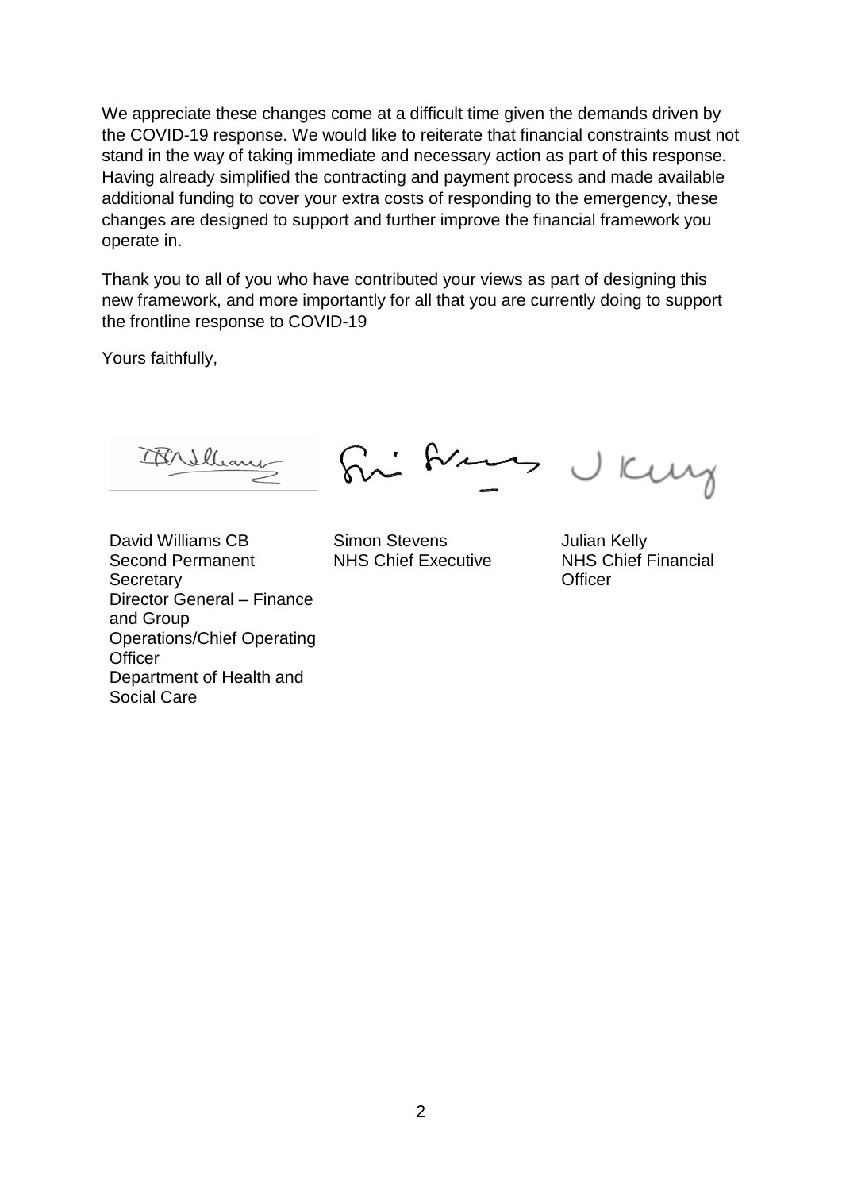We appreciate these changes come at a difficult time given the demands driven by the COVID-19 response. We would like to reiterate that financial constraints must not stand in the way of taking immediate and necessary action as part of this response. Having already simplified the contracting and payment process and made available additional funding to cover your extra costs of responding to the emergency, these changes are designed to support and further improve the financial framework you operate in.

Thank you to all of you who have contributed your views as part of designing this new framework, and more importantly for all that you are currently doing to support the frontline response to COVID-19

Yours faithfully,

| | | |
|---|---|---|
| David Williams CB<br>Second Permanent Secretary<br>Director General – Finance and Group Operations/Chief Operating Officer<br>Department of Health and Social Care | Simon Stevens<br>NHS Chief Executive | Julian Kelly<br>NHS Chief Financial Officer |